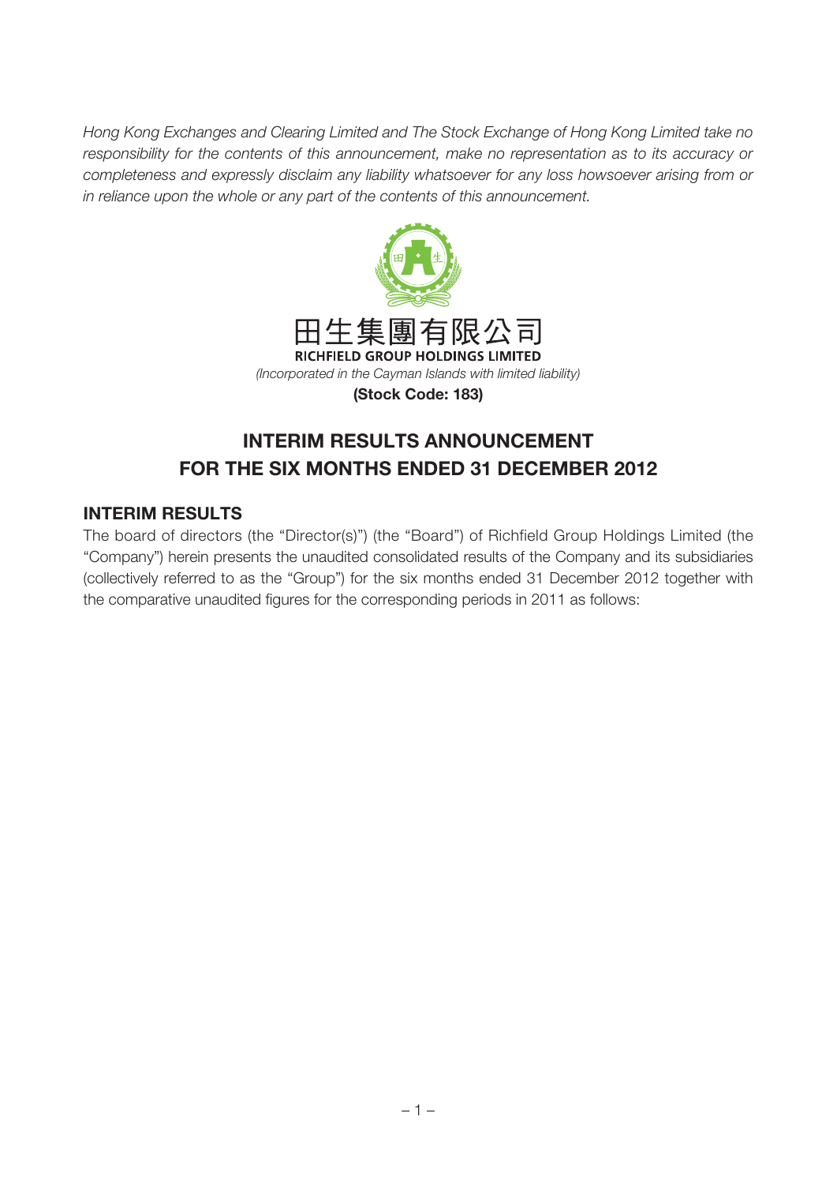*Hong Kong Exchanges and Clearing Limited and The Stock Exchange of Hong Kong Limited take no responsibility for the contents of this announcement, make no representation as to its accuracy or completeness and expressly disclaim any liability whatsoever for any loss howsoever arising from or in reliance upon the whole or any part of the contents of this announcement.*

田生集團有限公司

**RICHFIELD GROUP HOLDINGS LIMITED**

*(Incorporated in the Cayman Islands with limited liability)*

**(Stock Code: 183)**

# INTERIM RESULTS ANNOUNCEMENT FOR THE SIX MONTHS ENDED 31 DECEMBER 2012

## INTERIM RESULTS

The board of directors (the "Director(s)") (the "Board") of Richfield Group Holdings Limited (the "Company") herein presents the unaudited consolidated results of the Company and its subsidiaries (collectively referred to as the "Group") for the six months ended 31 December 2012 together with the comparative unaudited figures for the corresponding periods in 2011 as follows: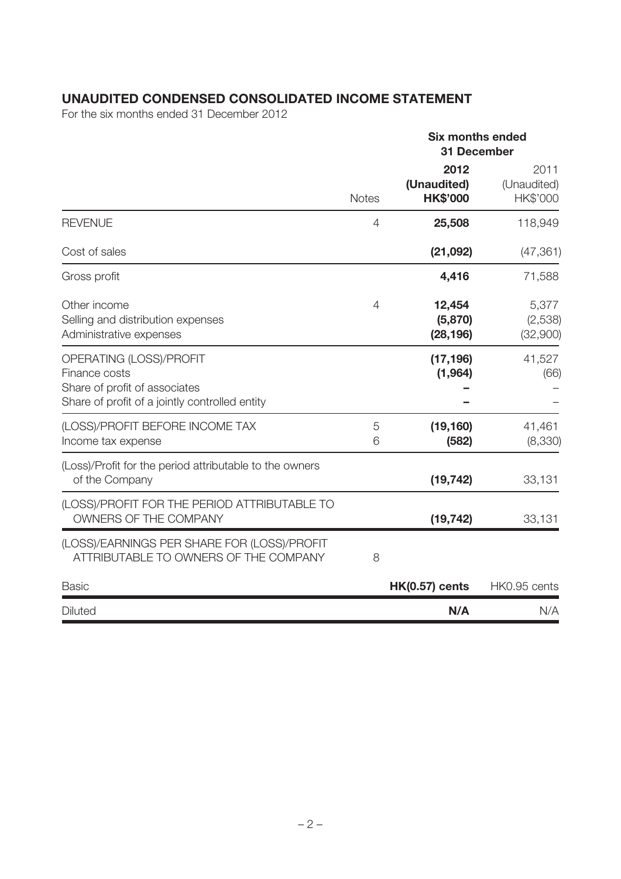## UNAUDITED CONDENSED CONSOLIDATED INCOME STATEMENT

For the six months ended 31 December 2012

| | Notes | Six months ended 31 December | |
|---|---|---|---|
| | | **2012 (Unaudited) HK$'000** | 2011 (Unaudited) HK$'000 |
| REVENUE | 4 | **25,508** | 118,949 |
| Cost of sales | | **(21,092)** | (47,361) |
| Gross profit | | **4,416** | 71,588 |
| Other income | 4 | **12,454** | 5,377 |
| Selling and distribution expenses | | **(5,870)** | (2,538) |
| Administrative expenses | | **(28,196)** | (32,900) |
| OPERATING (LOSS)/PROFIT | | **(17,196)** | 41,527 |
| Finance costs | | **(1,964)** | (66) |
| Share of profit of associates | | **–** | – |
| Share of profit of a jointly controlled entity | | **–** | – |
| (LOSS)/PROFIT BEFORE INCOME TAX | 5 | **(19,160)** | 41,461 |
| Income tax expense | 6 | **(582)** | (8,330) |
| (Loss)/Profit for the period attributable to the owners of the Company | | **(19,742)** | 33,131 |
| (LOSS)/PROFIT FOR THE PERIOD ATTRIBUTABLE TO OWNERS OF THE COMPANY | | **(19,742)** | 33,131 |
| (LOSS)/EARNINGS PER SHARE FOR (LOSS)/PROFIT ATTRIBUTABLE TO OWNERS OF THE COMPANY | 8 | | |
| Basic | | **HK(0.57) cents** | HK0.95 cents |
| Diluted | | **N/A** | N/A |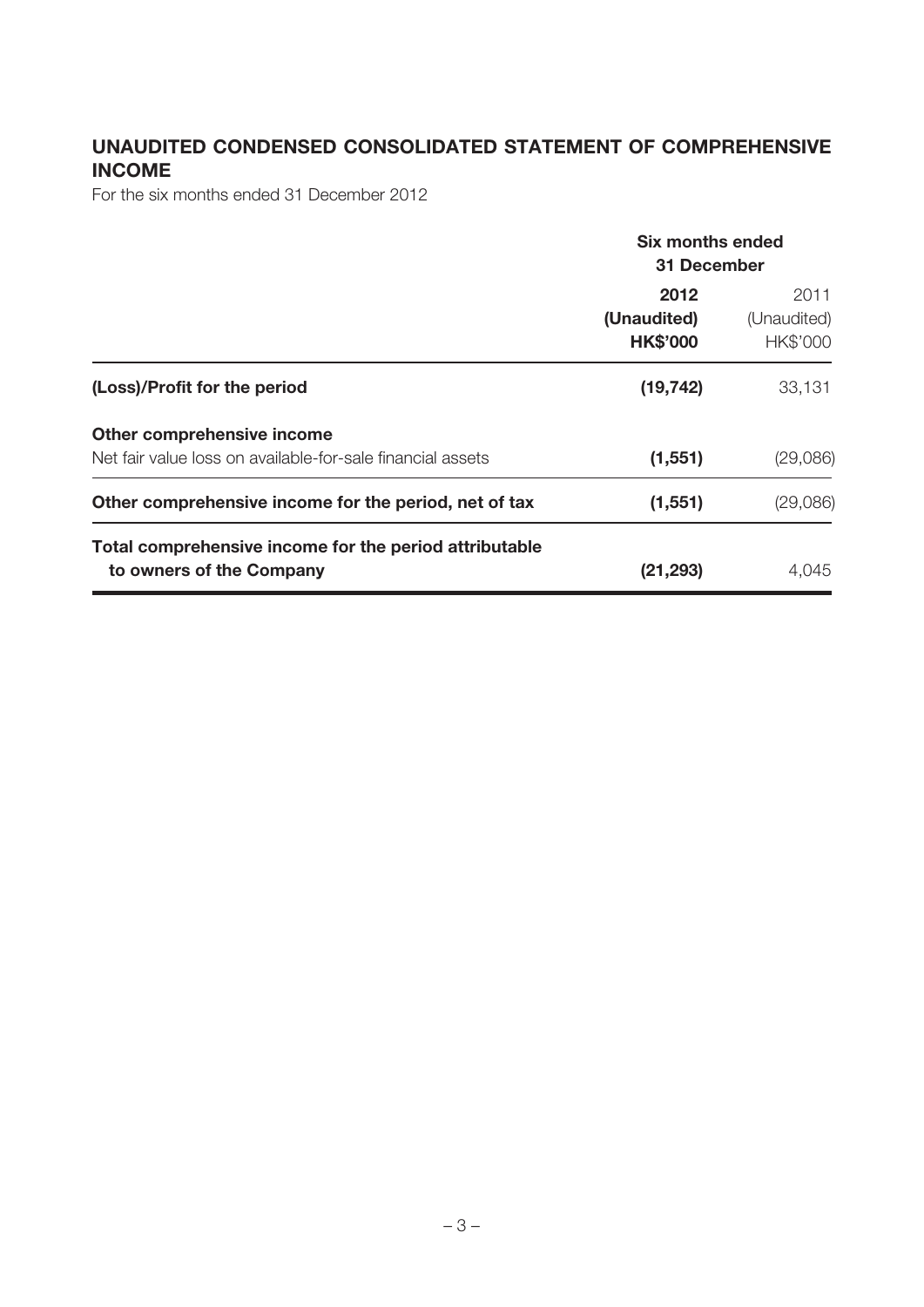## UNAUDITED CONDENSED CONSOLIDATED STATEMENT OF COMPREHENSIVE INCOME

For the six months ended 31 December 2012

| | Six months ended 31 December | |
|---|---|---|
| | **2012** | 2011 |
| | **(Unaudited)** | (Unaudited) |
| | **HK$'000** | HK$'000 |
| **(Loss)/Profit for the period** | **(19,742)** | 33,131 |
| **Other comprehensive income** | | |
| Net fair value loss on available-for-sale financial assets | **(1,551)** | (29,086) |
| **Other comprehensive income for the period, net of tax** | **(1,551)** | (29,086) |
| **Total comprehensive income for the period attributable to owners of the Company** | **(21,293)** | 4,045 |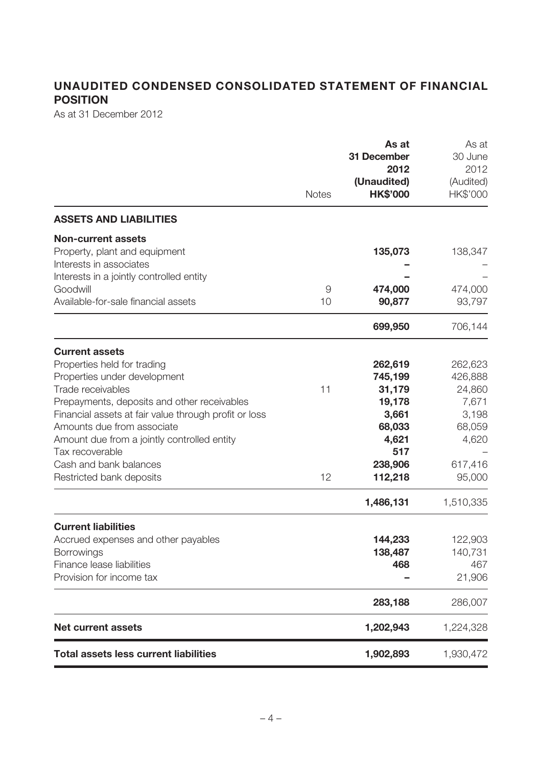## UNAUDITED CONDENSED CONSOLIDATED STATEMENT OF FINANCIAL POSITION

As at 31 December 2012

| | Notes | As at 31 December 2012 (Unaudited) HK$'000 | As at 30 June 2012 (Audited) HK$'000 |
|---|---|---|---|
| **ASSETS AND LIABILITIES** | | | |
| **Non-current assets** | | | |
| Property, plant and equipment | | **135,073** | 138,347 |
| Interests in associates | | **–** | – |
| Interests in a jointly controlled entity | | **–** | – |
| Goodwill | 9 | **474,000** | 474,000 |
| Available-for-sale financial assets | 10 | **90,877** | 93,797 |
| | | **699,950** | 706,144 |
| **Current assets** | | | |
| Properties held for trading | | **262,619** | 262,623 |
| Properties under development | | **745,199** | 426,888 |
| Trade receivables | 11 | **31,179** | 24,860 |
| Prepayments, deposits and other receivables | | **19,178** | 7,671 |
| Financial assets at fair value through profit or loss | | **3,661** | 3,198 |
| Amounts due from associate | | **68,033** | 68,059 |
| Amount due from a jointly controlled entity | | **4,621** | 4,620 |
| Tax recoverable | | **517** | – |
| Cash and bank balances | | **238,906** | 617,416 |
| Restricted bank deposits | 12 | **112,218** | 95,000 |
| | | **1,486,131** | 1,510,335 |
| **Current liabilities** | | | |
| Accrued expenses and other payables | | **144,233** | 122,903 |
| Borrowings | | **138,487** | 140,731 |
| Finance lease liabilities | | **468** | 467 |
| Provision for income tax | | **–** | 21,906 |
| | | **283,188** | 286,007 |
| **Net current assets** | | **1,202,943** | 1,224,328 |
| **Total assets less current liabilities** | | **1,902,893** | 1,930,472 |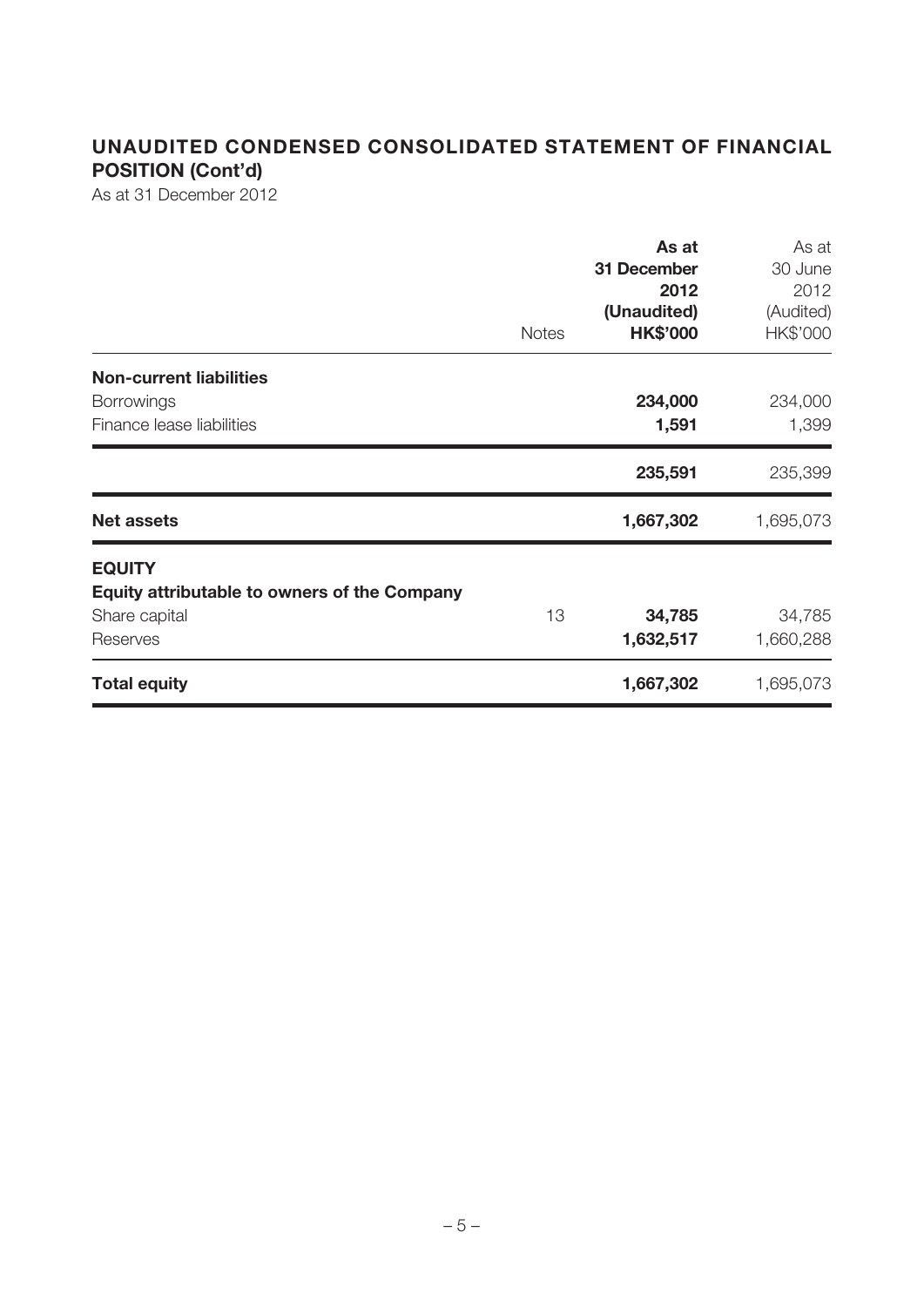## UNAUDITED CONDENSED CONSOLIDATED STATEMENT OF FINANCIAL POSITION (Cont'd)

As at 31 December 2012

| | Notes | **As at 31 December 2012 (Unaudited) HK$'000** | As at 30 June 2012 (Audited) HK$'000 |
|---|---|---|---|
| **Non-current liabilities** | | | |
| Borrowings | | **234,000** | 234,000 |
| Finance lease liabilities | | **1,591** | 1,399 |
| | | **235,591** | 235,399 |
| **Net assets** | | **1,667,302** | 1,695,073 |
| **EQUITY** | | | |
| **Equity attributable to owners of the Company** | | | |
| Share capital | 13 | **34,785** | 34,785 |
| Reserves | | **1,632,517** | 1,660,288 |
| **Total equity** | | **1,667,302** | 1,695,073 |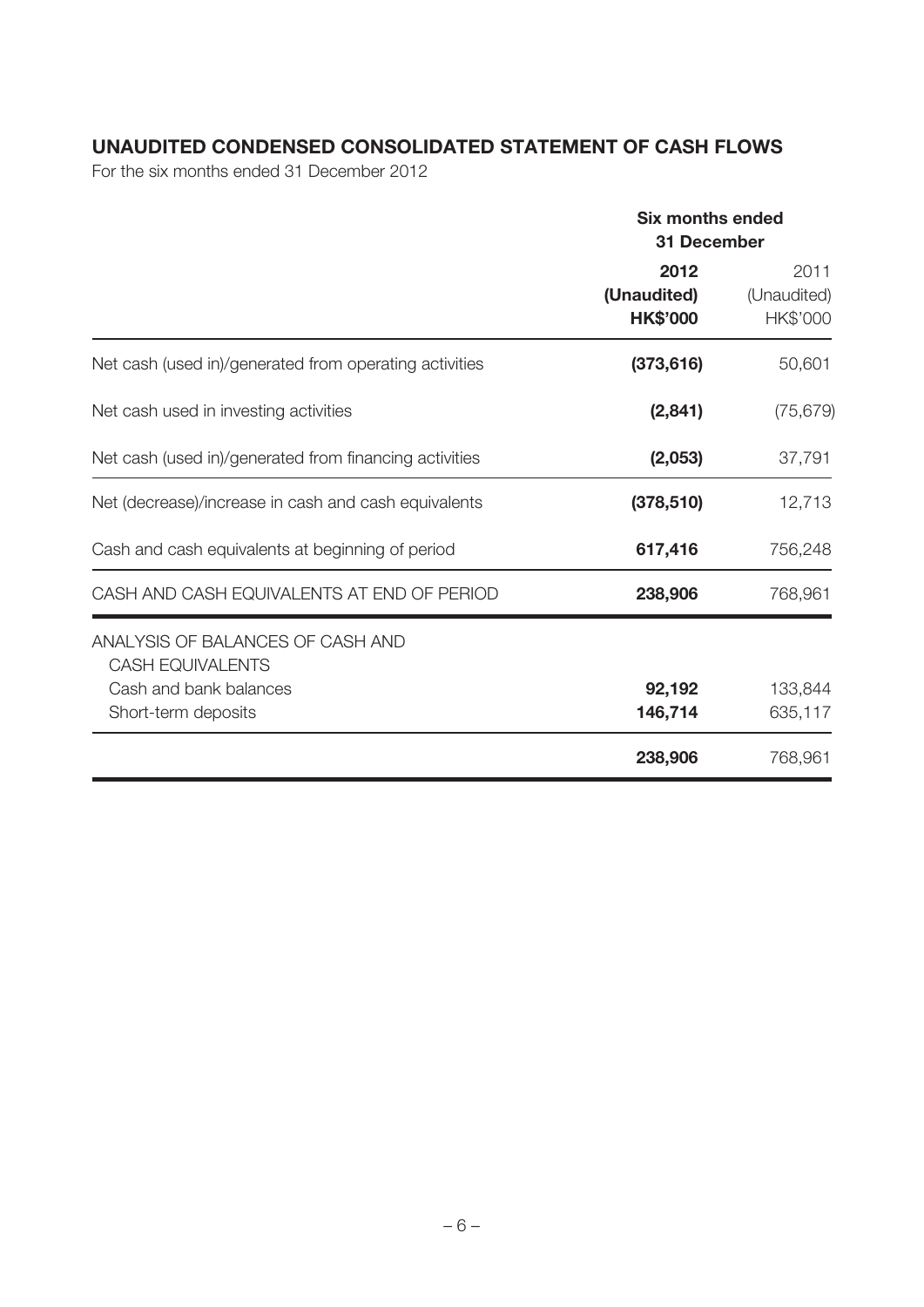## UNAUDITED CONDENSED CONSOLIDATED STATEMENT OF CASH FLOWS

For the six months ended 31 December 2012

| | Six months ended 31 December | |
|---|---|---|
| | **2012** | 2011 |
| | **(Unaudited)** | (Unaudited) |
| | **HK$'000** | HK$'000 |
| Net cash (used in)/generated from operating activities | **(373,616)** | 50,601 |
| Net cash used in investing activities | **(2,841)** | (75,679) |
| Net cash (used in)/generated from financing activities | **(2,053)** | 37,791 |
| Net (decrease)/increase in cash and cash equivalents | **(378,510)** | 12,713 |
| Cash and cash equivalents at beginning of period | **617,416** | 756,248 |
| CASH AND CASH EQUIVALENTS AT END OF PERIOD | **238,906** | 768,961 |
| ANALYSIS OF BALANCES OF CASH AND CASH EQUIVALENTS | | |
| Cash and bank balances | **92,192** | 133,844 |
| Short-term deposits | **146,714** | 635,117 |
| | **238,906** | 768,961 |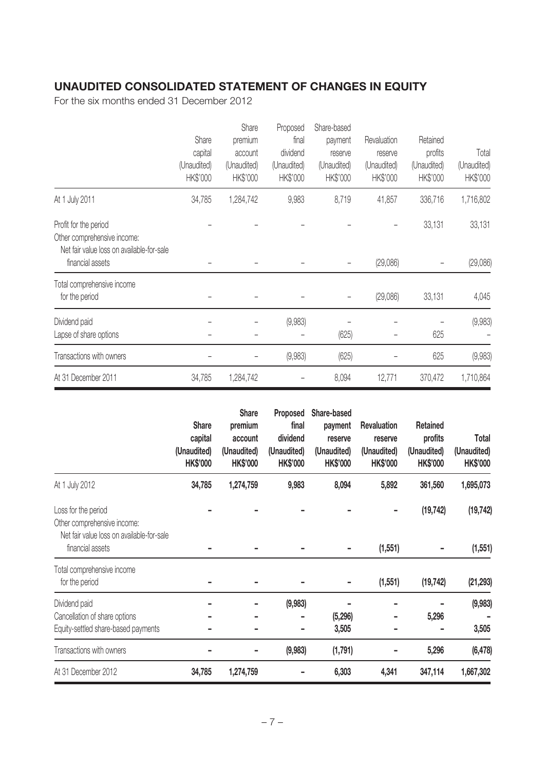## UNAUDITED CONSOLIDATED STATEMENT OF CHANGES IN EQUITY

For the six months ended 31 December 2012

| | Share capital (Unaudited) HK$'000 | Share premium account (Unaudited) HK$'000 | Proposed final dividend (Unaudited) HK$'000 | Share-based payment reserve (Unaudited) HK$'000 | Revaluation reserve (Unaudited) HK$'000 | Retained profits (Unaudited) HK$'000 | Total (Unaudited) HK$'000 |
|---|---|---|---|---|---|---|---|
| At 1 July 2011 | 34,785 | 1,284,742 | 9,983 | 8,719 | 41,857 | 336,716 | 1,716,802 |
| Profit for the period | – | – | – | – | – | 33,131 | 33,131 |
| Other comprehensive income: Net fair value loss on available-for-sale financial assets | – | – | – | – | (29,086) | – | (29,086) |
| Total comprehensive income for the period | – | – | – | – | (29,086) | 33,131 | 4,045 |
| Dividend paid | – | – | (9,983) | – | – | – | (9,983) |
| Lapse of share options | – | – | – | (625) | – | 625 | – |
| Transactions with owners | – | – | (9,983) | (625) | – | 625 | (9,983) |
| At 31 December 2011 | 34,785 | 1,284,742 | – | 8,094 | 12,771 | 370,472 | 1,710,864 |

| | **Share capital (Unaudited) HK$'000** | **Share premium account (Unaudited) HK$'000** | **Proposed final dividend (Unaudited) HK$'000** | **Share-based payment reserve (Unaudited) HK$'000** | **Revaluation reserve (Unaudited) HK$'000** | **Retained profits (Unaudited) HK$'000** | **Total (Unaudited) HK$'000** |
|---|---|---|---|---|---|---|---|
| At 1 July 2012 | **34,785** | **1,274,759** | **9,983** | **8,094** | **5,892** | **361,560** | **1,695,073** |
| Loss for the period | **–** | **–** | **–** | **–** | **–** | **(19,742)** | **(19,742)** |
| Other comprehensive income: Net fair value loss on available-for-sale financial assets | **–** | **–** | **–** | **–** | **(1,551)** | **–** | **(1,551)** |
| Total comprehensive income for the period | **–** | **–** | **–** | **–** | **(1,551)** | **(19,742)** | **(21,293)** |
| Dividend paid | **–** | **–** | **(9,983)** | **–** | **–** | **–** | **(9,983)** |
| Cancellation of share options | **–** | **–** | **–** | **(5,296)** | **–** | **5,296** | **–** |
| Equity-settled share-based payments | **–** | **–** | **–** | **3,505** | **–** | **–** | **3,505** |
| Transactions with owners | **–** | **–** | **(9,983)** | **(1,791)** | **–** | **5,296** | **(6,478)** |
| At 31 December 2012 | **34,785** | **1,274,759** | **–** | **6,303** | **4,341** | **347,114** | **1,667,302** |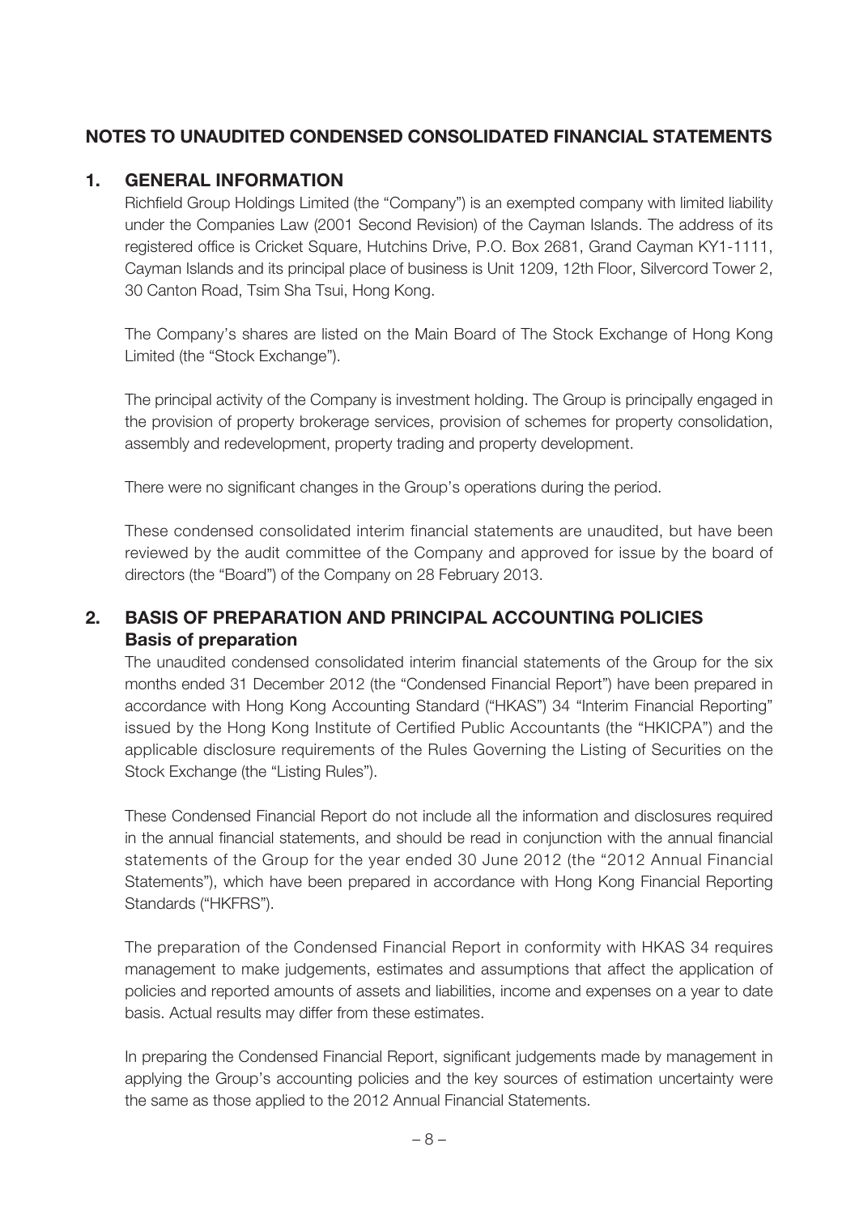# NOTES TO UNAUDITED CONDENSED CONSOLIDATED FINANCIAL STATEMENTS

## 1. GENERAL INFORMATION

Richfield Group Holdings Limited (the "Company") is an exempted company with limited liability under the Companies Law (2001 Second Revision) of the Cayman Islands. The address of its registered office is Cricket Square, Hutchins Drive, P.O. Box 2681, Grand Cayman KY1-1111, Cayman Islands and its principal place of business is Unit 1209, 12th Floor, Silvercord Tower 2, 30 Canton Road, Tsim Sha Tsui, Hong Kong.

The Company's shares are listed on the Main Board of The Stock Exchange of Hong Kong Limited (the "Stock Exchange").

The principal activity of the Company is investment holding. The Group is principally engaged in the provision of property brokerage services, provision of schemes for property consolidation, assembly and redevelopment, property trading and property development.

There were no significant changes in the Group's operations during the period.

These condensed consolidated interim financial statements are unaudited, but have been reviewed by the audit committee of the Company and approved for issue by the board of directors (the "Board") of the Company on 28 February 2013.

## 2. BASIS OF PREPARATION AND PRINCIPAL ACCOUNTING POLICIES

### Basis of preparation

The unaudited condensed consolidated interim financial statements of the Group for the six months ended 31 December 2012 (the "Condensed Financial Report") have been prepared in accordance with Hong Kong Accounting Standard ("HKAS") 34 "Interim Financial Reporting" issued by the Hong Kong Institute of Certified Public Accountants (the "HKICPA") and the applicable disclosure requirements of the Rules Governing the Listing of Securities on the Stock Exchange (the "Listing Rules").

These Condensed Financial Report do not include all the information and disclosures required in the annual financial statements, and should be read in conjunction with the annual financial statements of the Group for the year ended 30 June 2012 (the "2012 Annual Financial Statements"), which have been prepared in accordance with Hong Kong Financial Reporting Standards ("HKFRS").

The preparation of the Condensed Financial Report in conformity with HKAS 34 requires management to make judgements, estimates and assumptions that affect the application of policies and reported amounts of assets and liabilities, income and expenses on a year to date basis. Actual results may differ from these estimates.

In preparing the Condensed Financial Report, significant judgements made by management in applying the Group's accounting policies and the key sources of estimation uncertainty were the same as those applied to the 2012 Annual Financial Statements.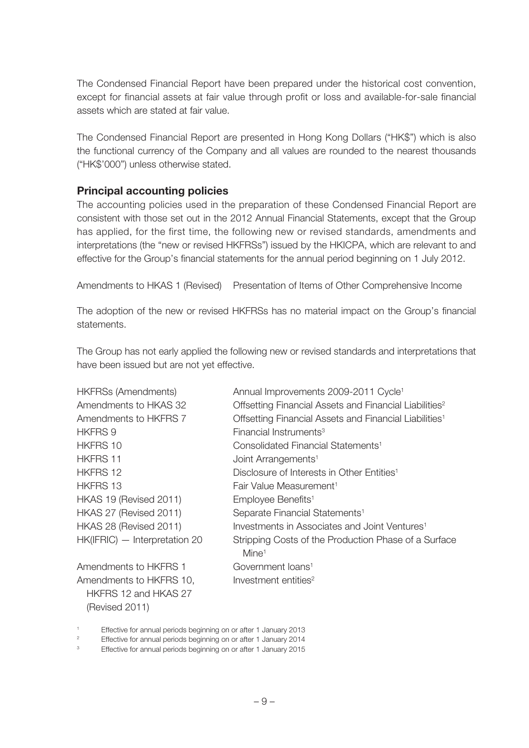The Condensed Financial Report have been prepared under the historical cost convention, except for financial assets at fair value through profit or loss and available-for-sale financial assets which are stated at fair value.

The Condensed Financial Report are presented in Hong Kong Dollars ("HK$") which is also the functional currency of the Company and all values are rounded to the nearest thousands ("HK$'000") unless otherwise stated.

### Principal accounting policies

The accounting policies used in the preparation of these Condensed Financial Report are consistent with those set out in the 2012 Annual Financial Statements, except that the Group has applied, for the first time, the following new or revised standards, amendments and interpretations (the "new or revised HKFRSs") issued by the HKICPA, which are relevant to and effective for the Group's financial statements for the annual period beginning on 1 July 2012.

| | |
|---|---|
| Amendments to HKAS 1 (Revised) | Presentation of Items of Other Comprehensive Income |

The adoption of the new or revised HKFRSs has no material impact on the Group's financial statements.

The Group has not early applied the following new or revised standards and interpretations that have been issued but are not yet effective.

| | |
|---|---|
| HKFRSs (Amendments) | Annual Improvements 2009-2011 Cycle[1] |
| Amendments to HKAS 32 | Offsetting Financial Assets and Financial Liabilities[2] |
| Amendments to HKFRS 7 | Offsetting Financial Assets and Financial Liabilities[1] |
| HKFRS 9 | Financial Instruments[3] |
| HKFRS 10 | Consolidated Financial Statements[1] |
| HKFRS 11 | Joint Arrangements[1] |
| HKFRS 12 | Disclosure of Interests in Other Entities[1] |
| HKFRS 13 | Fair Value Measurement[1] |
| HKAS 19 (Revised 2011) | Employee Benefits[1] |
| HKAS 27 (Revised 2011) | Separate Financial Statements[1] |
| HKAS 28 (Revised 2011) | Investments in Associates and Joint Ventures[1] |
| HK(IFRIC) — Interpretation 20 | Stripping Costs of the Production Phase of a Surface Mine[1] |
| Amendments to HKFRS 1 | Government loans[1] |
| Amendments to HKFRS 10, HKFRS 12 and HKAS 27 (Revised 2011) | Investment entities[2] |

[1] Effective for annual periods beginning on or after 1 January 2013

[2] Effective for annual periods beginning on or after 1 January 2014

[3] Effective for annual periods beginning on or after 1 January 2015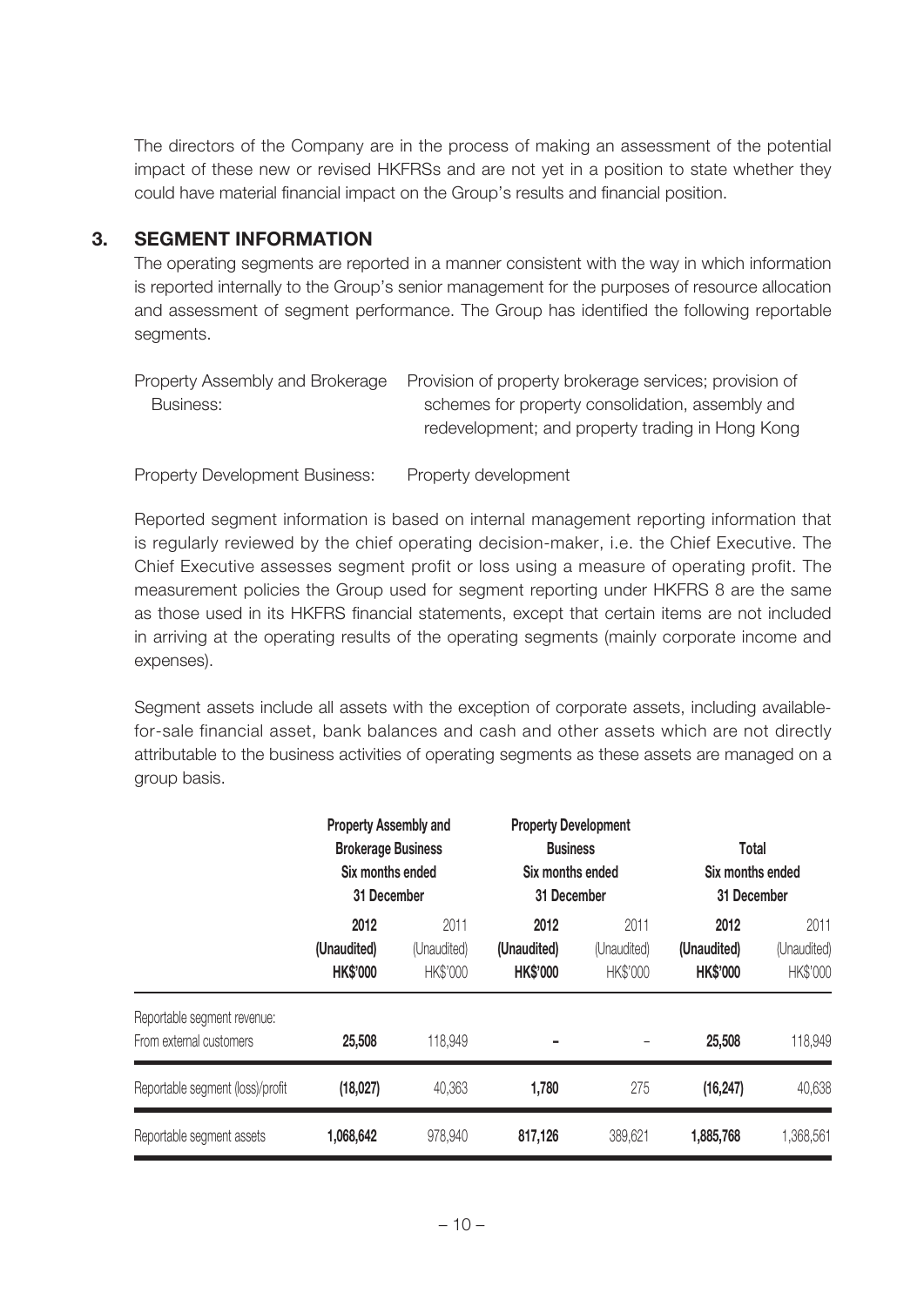The directors of the Company are in the process of making an assessment of the potential impact of these new or revised HKFRSs and are not yet in a position to state whether they could have material financial impact on the Group's results and financial position.

## 3. SEGMENT INFORMATION

The operating segments are reported in a manner consistent with the way in which information is reported internally to the Group's senior management for the purposes of resource allocation and assessment of segment performance. The Group has identified the following reportable segments.

| | |
|---|---|
| Property Assembly and Brokerage Business: | Provision of property brokerage services; provision of schemes for property consolidation, assembly and redevelopment; and property trading in Hong Kong |
| Property Development Business: | Property development |

Reported segment information is based on internal management reporting information that is regularly reviewed by the chief operating decision-maker, i.e. the Chief Executive. The Chief Executive assesses segment profit or loss using a measure of operating profit. The measurement policies the Group used for segment reporting under HKFRS 8 are the same as those used in its HKFRS financial statements, except that certain items are not included in arriving at the operating results of the operating segments (mainly corporate income and expenses).

Segment assets include all assets with the exception of corporate assets, including available-for-sale financial asset, bank balances and cash and other assets which are not directly attributable to the business activities of operating segments as these assets are managed on a group basis.

| | **Property Assembly and Brokerage Business Six months ended 31 December** | | **Property Development Business Six months ended 31 December** | | **Total Six months ended 31 December** | |
|---|---|---|---|---|---|---|
| | **2012 (Unaudited) HK$'000** | 2011 (Unaudited) HK$'000 | **2012 (Unaudited) HK$'000** | 2011 (Unaudited) HK$'000 | **2012 (Unaudited) HK$'000** | 2011 (Unaudited) HK$'000 |
| Reportable segment revenue: | | | | | | |
| From external customers | **25,508** | 118,949 | **–** | – | **25,508** | 118,949 |
| Reportable segment (loss)/profit | **(18,027)** | 40,363 | **1,780** | 275 | **(16,247)** | 40,638 |
| Reportable segment assets | **1,068,642** | 978,940 | **817,126** | 389,621 | **1,885,768** | 1,368,561 |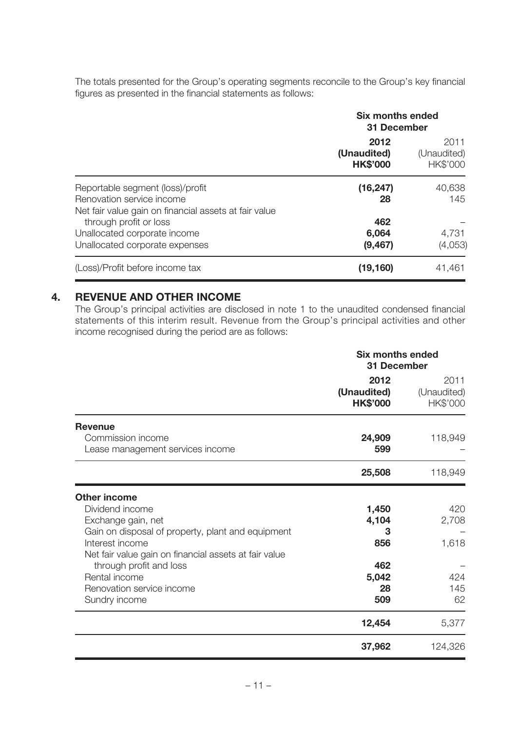The totals presented for the Group's operating segments reconcile to the Group's key financial figures as presented in the financial statements as follows:

| | Six months ended 31 December | |
|---|---|---|
| | **2012 (Unaudited) HK$'000** | 2011 (Unaudited) HK$'000 |
| Reportable segment (loss)/profit | **(16,247)** | 40,638 |
| Renovation service income | **28** | 145 |
| Net fair value gain on financial assets at fair value through profit or loss | **462** | – |
| Unallocated corporate income | **6,064** | 4,731 |
| Unallocated corporate expenses | **(9,467)** | (4,053) |
| (Loss)/Profit before income tax | **(19,160)** | 41,461 |

## 4. REVENUE AND OTHER INCOME

The Group's principal activities are disclosed in note 1 to the unaudited condensed financial statements of this interim result. Revenue from the Group's principal activities and other income recognised during the period are as follows:

| | Six months ended 31 December | |
|---|---|---|
| | **2012 (Unaudited) HK$'000** | 2011 (Unaudited) HK$'000 |
| **Revenue** | | |
| Commission income | **24,909** | 118,949 |
| Lease management services income | **599** | – |
| | **25,508** | 118,949 |
| **Other income** | | |
| Dividend income | **1,450** | 420 |
| Exchange gain, net | **4,104** | 2,708 |
| Gain on disposal of property, plant and equipment | **3** | – |
| Interest income | **856** | 1,618 |
| Net fair value gain on financial assets at fair value through profit and loss | **462** | – |
| Rental income | **5,042** | 424 |
| Renovation service income | **28** | 145 |
| Sundry income | **509** | 62 |
| | **12,454** | 5,377 |
| | **37,962** | 124,326 |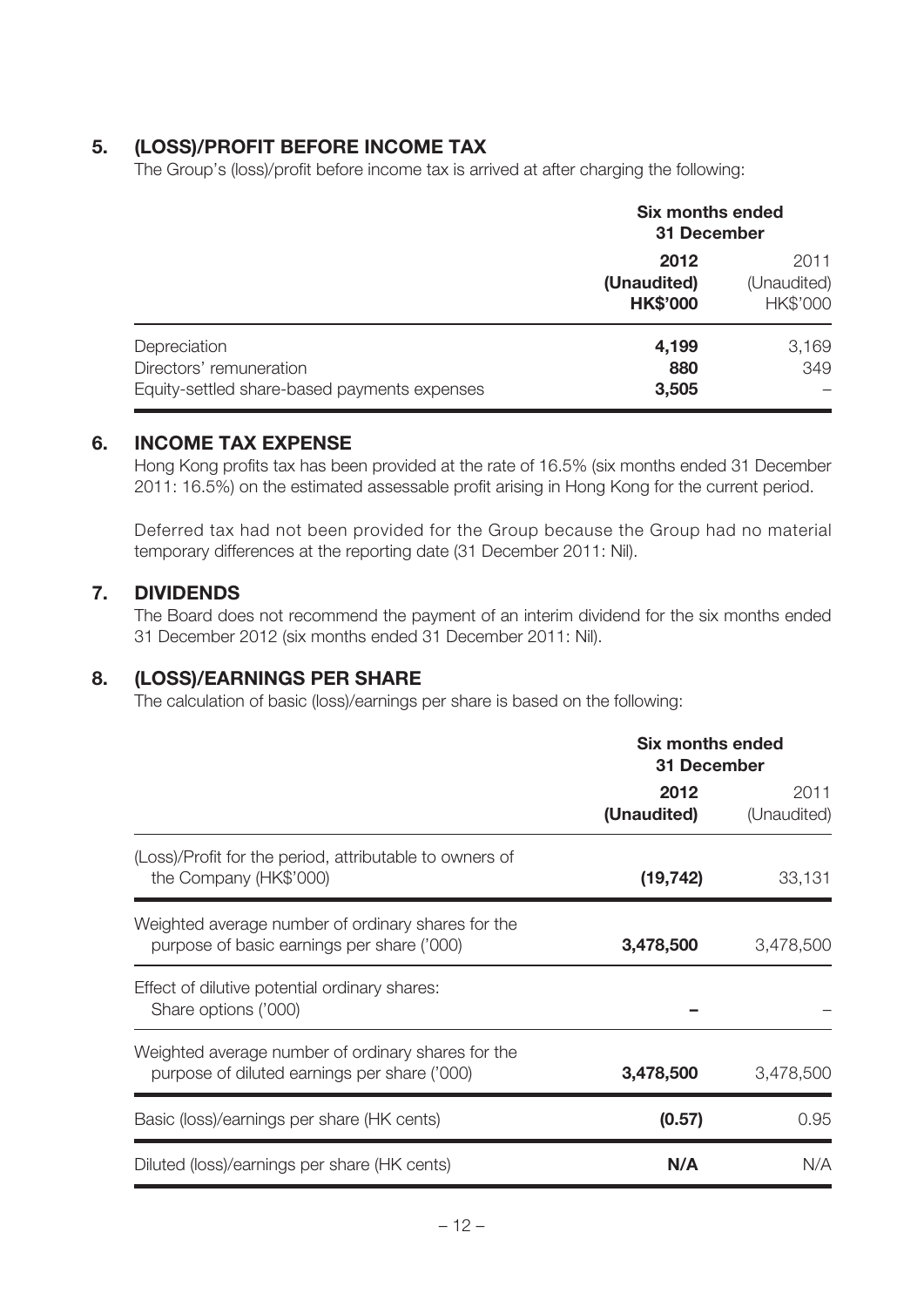## 5. (LOSS)/PROFIT BEFORE INCOME TAX

The Group's (loss)/profit before income tax is arrived at after charging the following:

| | Six months ended 31 December | |
|---|---|---|
| | **2012** | 2011 |
| | **(Unaudited)** | (Unaudited) |
| | **HK$'000** | HK$'000 |
| Depreciation | **4,199** | 3,169 |
| Directors' remuneration | **880** | 349 |
| Equity-settled share-based payments expenses | **3,505** | – |

## 6. INCOME TAX EXPENSE

Hong Kong profits tax has been provided at the rate of 16.5% (six months ended 31 December 2011: 16.5%) on the estimated assessable profit arising in Hong Kong for the current period.

Deferred tax had not been provided for the Group because the Group had no material temporary differences at the reporting date (31 December 2011: Nil).

## 7. DIVIDENDS

The Board does not recommend the payment of an interim dividend for the six months ended 31 December 2012 (six months ended 31 December 2011: Nil).

## 8. (LOSS)/EARNINGS PER SHARE

The calculation of basic (loss)/earnings per share is based on the following:

| | Six months ended 31 December | |
|---|---|---|
| | **2012** | 2011 |
| | **(Unaudited)** | (Unaudited) |
| (Loss)/Profit for the period, attributable to owners of the Company (HK$'000) | **(19,742)** | 33,131 |
| Weighted average number of ordinary shares for the purpose of basic earnings per share ('000) | **3,478,500** | 3,478,500 |
| Effect of dilutive potential ordinary shares: Share options ('000) | **–** | – |
| Weighted average number of ordinary shares for the purpose of diluted earnings per share ('000) | **3,478,500** | 3,478,500 |
| Basic (loss)/earnings per share (HK cents) | **(0.57)** | 0.95 |
| Diluted (loss)/earnings per share (HK cents) | **N/A** | N/A |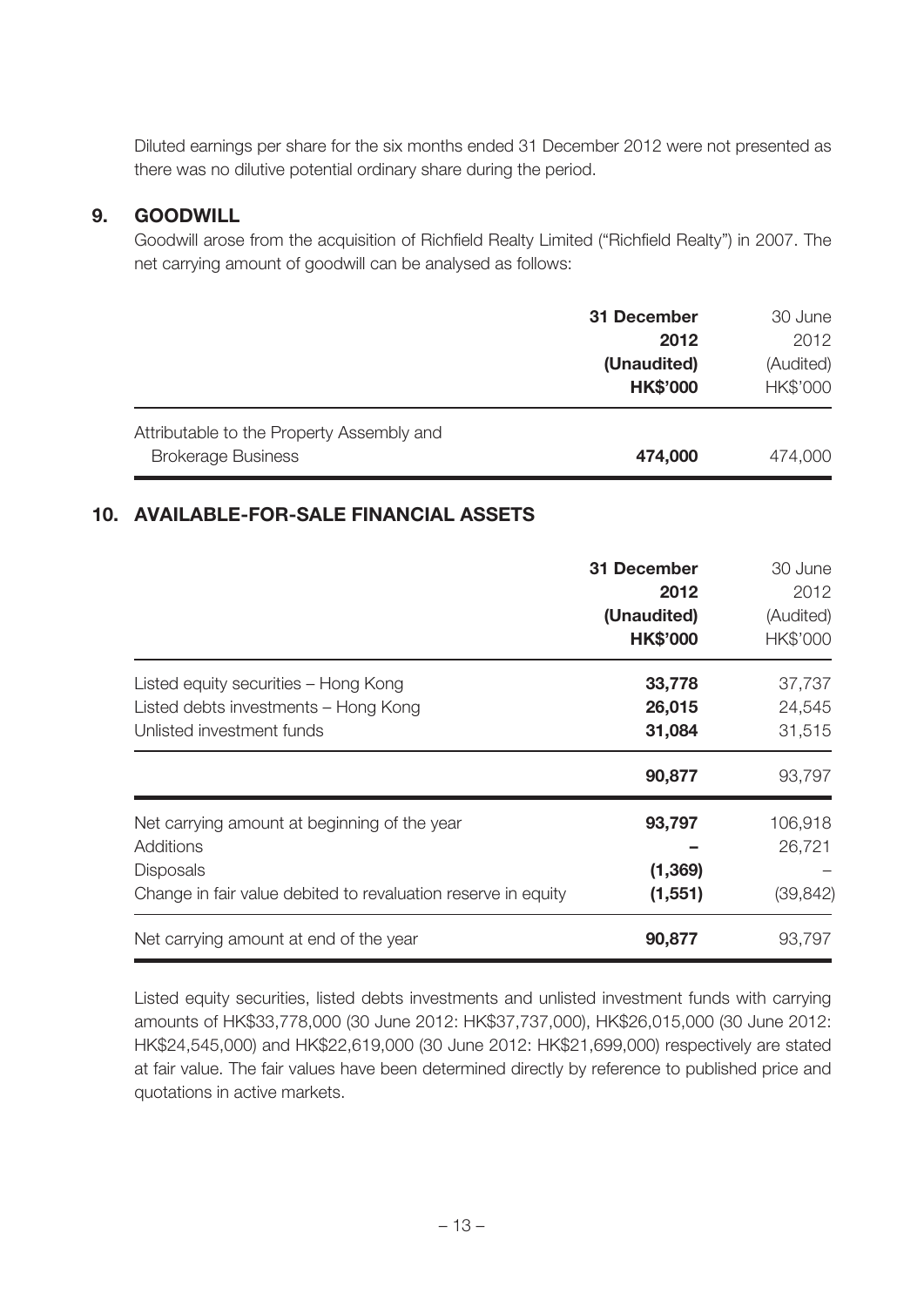Diluted earnings per share for the six months ended 31 December 2012 were not presented as there was no dilutive potential ordinary share during the period.

## 9. GOODWILL

Goodwill arose from the acquisition of Richfield Realty Limited ("Richfield Realty") in 2007. The net carrying amount of goodwill can be analysed as follows:

| | **31 December 2012 (Unaudited) HK$'000** | 30 June 2012 (Audited) HK$'000 |
|---|---|---|
| Attributable to the Property Assembly and Brokerage Business | **474,000** | 474,000 |

## 10. AVAILABLE-FOR-SALE FINANCIAL ASSETS

| | **31 December 2012 (Unaudited) HK$'000** | 30 June 2012 (Audited) HK$'000 |
|---|---|---|
| Listed equity securities – Hong Kong | **33,778** | 37,737 |
| Listed debts investments – Hong Kong | **26,015** | 24,545 |
| Unlisted investment funds | **31,084** | 31,515 |
| | **90,877** | 93,797 |
| Net carrying amount at beginning of the year | **93,797** | 106,918 |
| Additions | **–** | 26,721 |
| Disposals | **(1,369)** | – |
| Change in fair value debited to revaluation reserve in equity | **(1,551)** | (39,842) |
| Net carrying amount at end of the year | **90,877** | 93,797 |

Listed equity securities, listed debts investments and unlisted investment funds with carrying amounts of HK$33,778,000 (30 June 2012: HK$37,737,000), HK$26,015,000 (30 June 2012: HK$24,545,000) and HK$22,619,000 (30 June 2012: HK$21,699,000) respectively are stated at fair value. The fair values have been determined directly by reference to published price and quotations in active markets.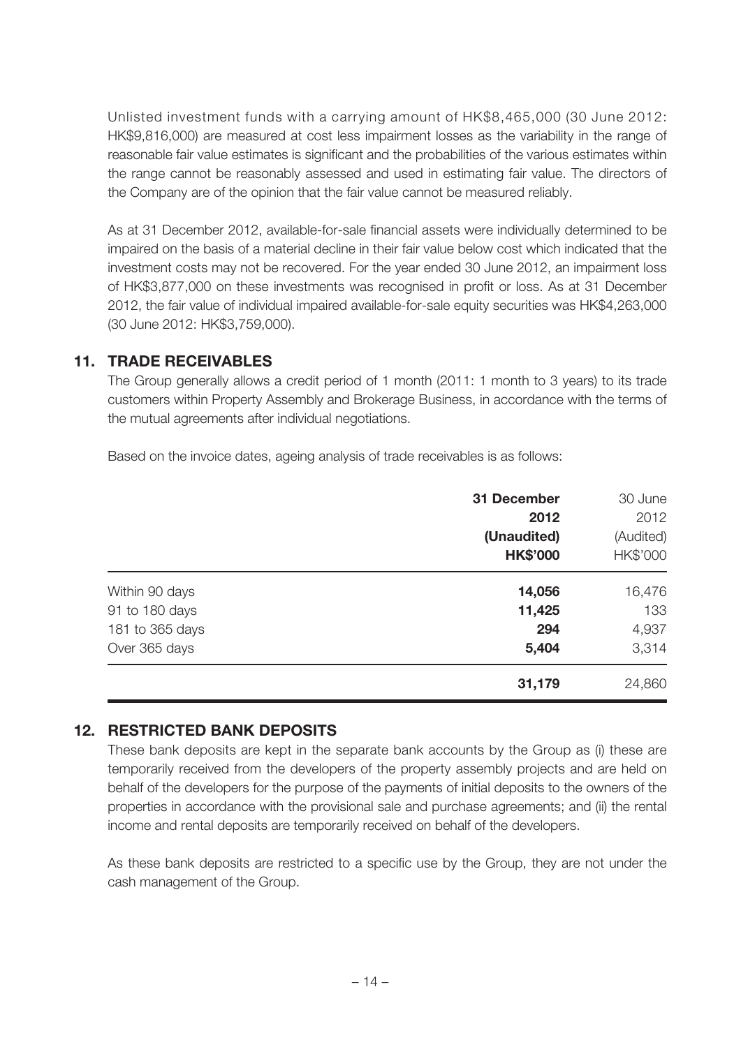Unlisted investment funds with a carrying amount of HK$8,465,000 (30 June 2012: HK$9,816,000) are measured at cost less impairment losses as the variability in the range of reasonable fair value estimates is significant and the probabilities of the various estimates within the range cannot be reasonably assessed and used in estimating fair value. The directors of the Company are of the opinion that the fair value cannot be measured reliably.

As at 31 December 2012, available-for-sale financial assets were individually determined to be impaired on the basis of a material decline in their fair value below cost which indicated that the investment costs may not be recovered. For the year ended 30 June 2012, an impairment loss of HK$3,877,000 on these investments was recognised in profit or loss. As at 31 December 2012, the fair value of individual impaired available-for-sale equity securities was HK$4,263,000 (30 June 2012: HK$3,759,000).

## 11. TRADE RECEIVABLES

The Group generally allows a credit period of 1 month (2011: 1 month to 3 years) to its trade customers within Property Assembly and Brokerage Business, in accordance with the terms of the mutual agreements after individual negotiations.

Based on the invoice dates, ageing analysis of trade receivables is as follows:

| | **31 December 2012 (Unaudited) HK$'000** | 30 June 2012 (Audited) HK$'000 |
|---|---|---|
| Within 90 days | **14,056** | 16,476 |
| 91 to 180 days | **11,425** | 133 |
| 181 to 365 days | **294** | 4,937 |
| Over 365 days | **5,404** | 3,314 |
| | **31,179** | 24,860 |

## 12. RESTRICTED BANK DEPOSITS

These bank deposits are kept in the separate bank accounts by the Group as (i) these are temporarily received from the developers of the property assembly projects and are held on behalf of the developers for the purpose of the payments of initial deposits to the owners of the properties in accordance with the provisional sale and purchase agreements; and (ii) the rental income and rental deposits are temporarily received on behalf of the developers.

As these bank deposits are restricted to a specific use by the Group, they are not under the cash management of the Group.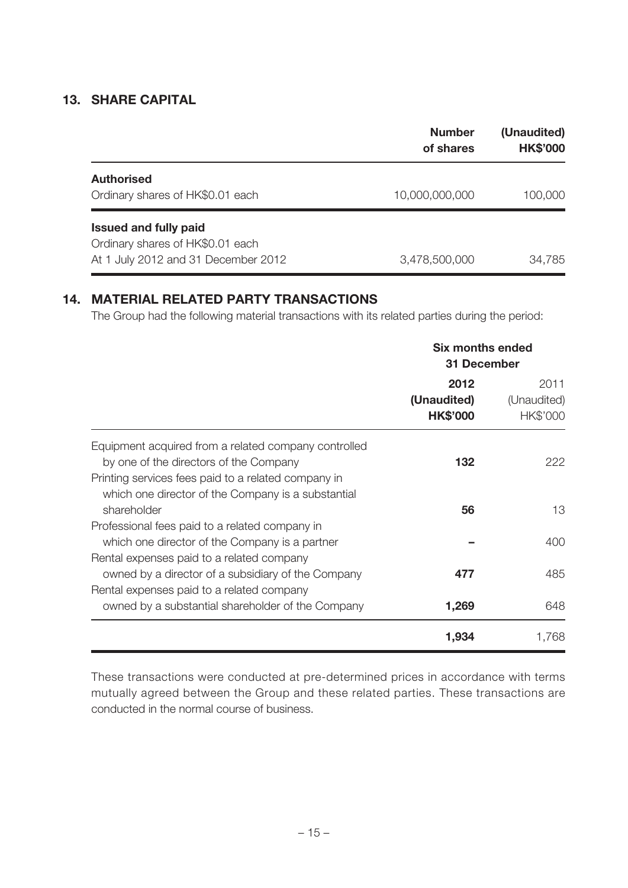## 13. SHARE CAPITAL

| | Number of shares | (Unaudited) HK$'000 |
|---|---|---|
| **Authorised** | | |
| Ordinary shares of HK$0.01 each | 10,000,000,000 | 100,000 |
| **Issued and fully paid** | | |
| Ordinary shares of HK$0.01 each | | |
| At 1 July 2012 and 31 December 2012 | 3,478,500,000 | 34,785 |

## 14. MATERIAL RELATED PARTY TRANSACTIONS

The Group had the following material transactions with its related parties during the period:

| | Six months ended 31 December | |
|---|---|---|
| | **2012 (Unaudited) HK$'000** | 2011 (Unaudited) HK$'000 |
| Equipment acquired from a related company controlled by one of the directors of the Company | **132** | 222 |
| Printing services fees paid to a related company in which one director of the Company is a substantial shareholder | **56** | 13 |
| Professional fees paid to a related company in which one director of the Company is a partner | **–** | 400 |
| Rental expenses paid to a related company owned by a director of a subsidiary of the Company | **477** | 485 |
| Rental expenses paid to a related company owned by a substantial shareholder of the Company | **1,269** | 648 |
| | **1,934** | 1,768 |

These transactions were conducted at pre-determined prices in accordance with terms mutually agreed between the Group and these related parties. These transactions are conducted in the normal course of business.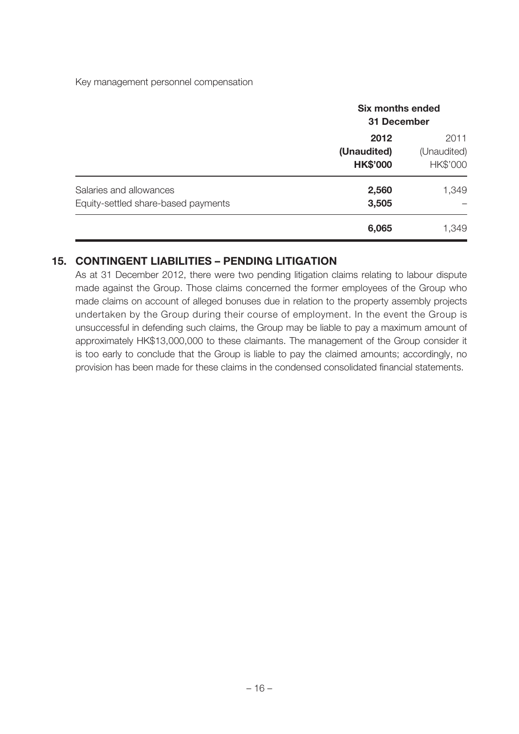Key management personnel compensation

| | Six months ended 31 December | |
|---|---|---|
| | **2012** | 2011 |
| | **(Unaudited)** | (Unaudited) |
| | **HK$'000** | HK$'000 |
| Salaries and allowances | **2,560** | 1,349 |
| Equity-settled share-based payments | **3,505** | – |
| | **6,065** | 1,349 |

## 15. CONTINGENT LIABILITIES – PENDING LITIGATION

As at 31 December 2012, there were two pending litigation claims relating to labour dispute made against the Group. Those claims concerned the former employees of the Group who made claims on account of alleged bonuses due in relation to the property assembly projects undertaken by the Group during their course of employment. In the event the Group is unsuccessful in defending such claims, the Group may be liable to pay a maximum amount of approximately HK$13,000,000 to these claimants. The management of the Group consider it is too early to conclude that the Group is liable to pay the claimed amounts; accordingly, no provision has been made for these claims in the condensed consolidated financial statements.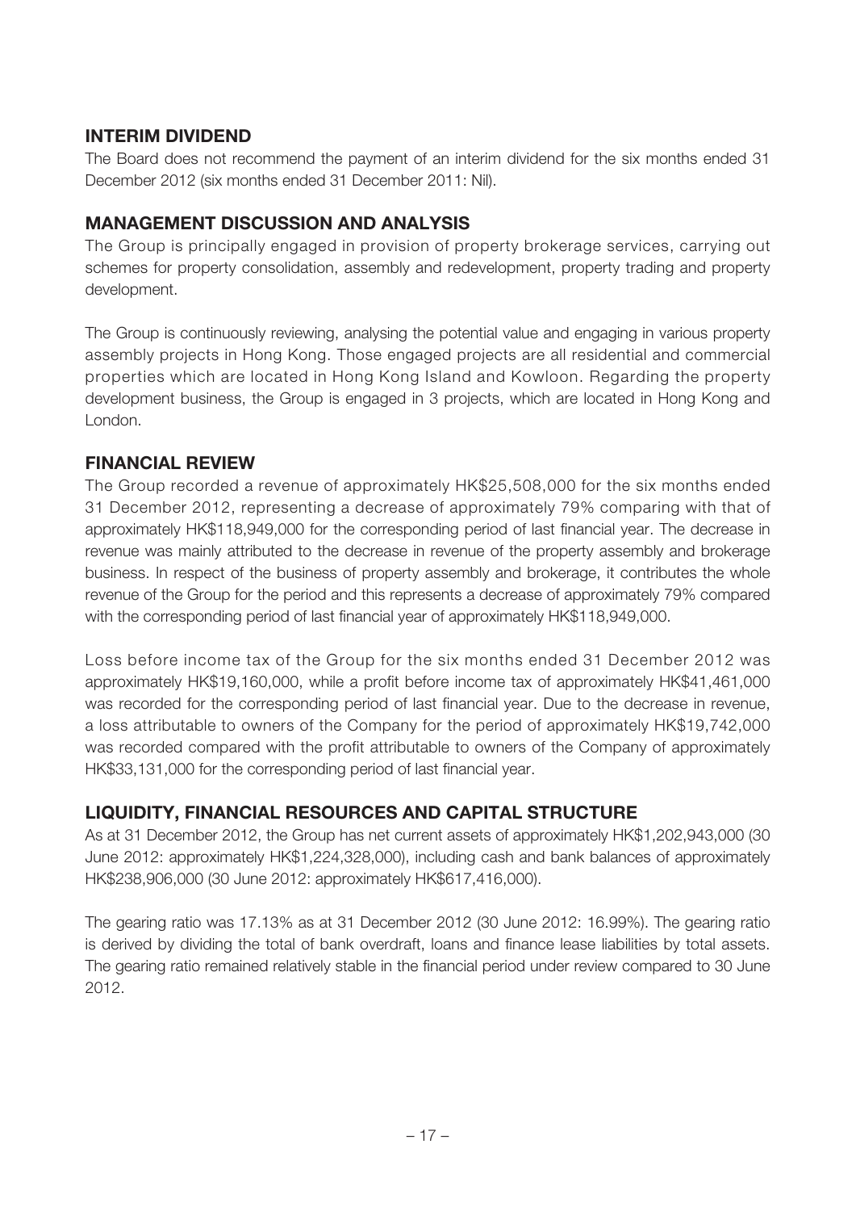## INTERIM DIVIDEND

The Board does not recommend the payment of an interim dividend for the six months ended 31 December 2012 (six months ended 31 December 2011: Nil).

## MANAGEMENT DISCUSSION AND ANALYSIS

The Group is principally engaged in provision of property brokerage services, carrying out schemes for property consolidation, assembly and redevelopment, property trading and property development.

The Group is continuously reviewing, analysing the potential value and engaging in various property assembly projects in Hong Kong. Those engaged projects are all residential and commercial properties which are located in Hong Kong Island and Kowloon. Regarding the property development business, the Group is engaged in 3 projects, which are located in Hong Kong and London.

## FINANCIAL REVIEW

The Group recorded a revenue of approximately HK$25,508,000 for the six months ended 31 December 2012, representing a decrease of approximately 79% comparing with that of approximately HK$118,949,000 for the corresponding period of last financial year. The decrease in revenue was mainly attributed to the decrease in revenue of the property assembly and brokerage business. In respect of the business of property assembly and brokerage, it contributes the whole revenue of the Group for the period and this represents a decrease of approximately 79% compared with the corresponding period of last financial year of approximately HK$118,949,000.

Loss before income tax of the Group for the six months ended 31 December 2012 was approximately HK$19,160,000, while a profit before income tax of approximately HK$41,461,000 was recorded for the corresponding period of last financial year. Due to the decrease in revenue, a loss attributable to owners of the Company for the period of approximately HK$19,742,000 was recorded compared with the profit attributable to owners of the Company of approximately HK$33,131,000 for the corresponding period of last financial year.

## LIQUIDITY, FINANCIAL RESOURCES AND CAPITAL STRUCTURE

As at 31 December 2012, the Group has net current assets of approximately HK$1,202,943,000 (30 June 2012: approximately HK$1,224,328,000), including cash and bank balances of approximately HK$238,906,000 (30 June 2012: approximately HK$617,416,000).

The gearing ratio was 17.13% as at 31 December 2012 (30 June 2012: 16.99%). The gearing ratio is derived by dividing the total of bank overdraft, loans and finance lease liabilities by total assets. The gearing ratio remained relatively stable in the financial period under review compared to 30 June 2012.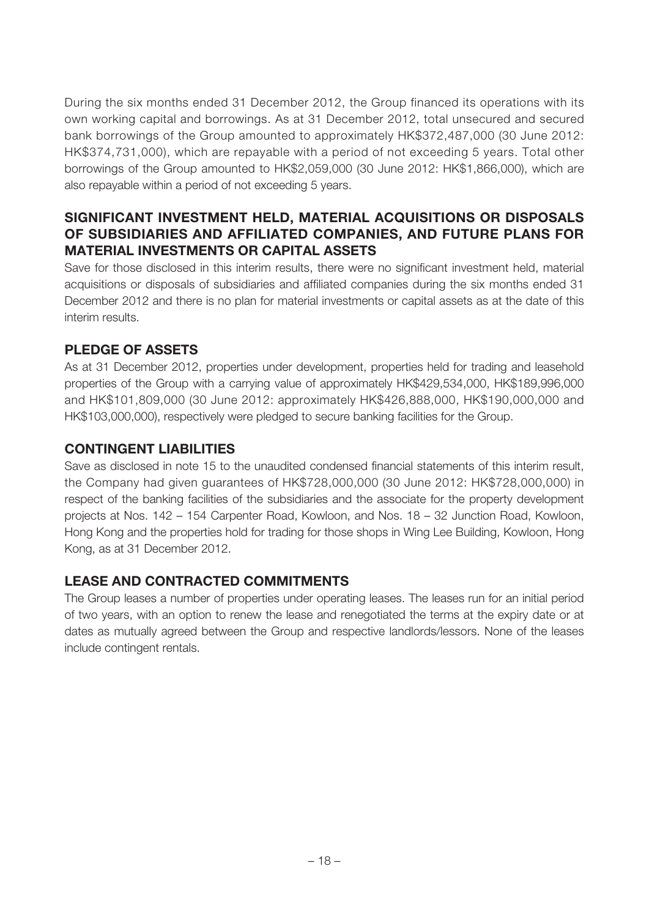During the six months ended 31 December 2012, the Group financed its operations with its own working capital and borrowings. As at 31 December 2012, total unsecured and secured bank borrowings of the Group amounted to approximately HK$372,487,000 (30 June 2012: HK$374,731,000), which are repayable with a period of not exceeding 5 years. Total other borrowings of the Group amounted to HK$2,059,000 (30 June 2012: HK$1,866,000), which are also repayable within a period of not exceeding 5 years.

## SIGNIFICANT INVESTMENT HELD, MATERIAL ACQUISITIONS OR DISPOSALS OF SUBSIDIARIES AND AFFILIATED COMPANIES, AND FUTURE PLANS FOR MATERIAL INVESTMENTS OR CAPITAL ASSETS

Save for those disclosed in this interim results, there were no significant investment held, material acquisitions or disposals of subsidiaries and affiliated companies during the six months ended 31 December 2012 and there is no plan for material investments or capital assets as at the date of this interim results.

## PLEDGE OF ASSETS

As at 31 December 2012, properties under development, properties held for trading and leasehold properties of the Group with a carrying value of approximately HK$429,534,000, HK$189,996,000 and HK$101,809,000 (30 June 2012: approximately HK$426,888,000, HK$190,000,000 and HK$103,000,000), respectively were pledged to secure banking facilities for the Group.

## CONTINGENT LIABILITIES

Save as disclosed in note 15 to the unaudited condensed financial statements of this interim result, the Company had given guarantees of HK$728,000,000 (30 June 2012: HK$728,000,000) in respect of the banking facilities of the subsidiaries and the associate for the property development projects at Nos. 142 – 154 Carpenter Road, Kowloon, and Nos. 18 – 32 Junction Road, Kowloon, Hong Kong and the properties hold for trading for those shops in Wing Lee Building, Kowloon, Hong Kong, as at 31 December 2012.

## LEASE AND CONTRACTED COMMITMENTS

The Group leases a number of properties under operating leases. The leases run for an initial period of two years, with an option to renew the lease and renegotiated the terms at the expiry date or at dates as mutually agreed between the Group and respective landlords/lessors. None of the leases include contingent rentals.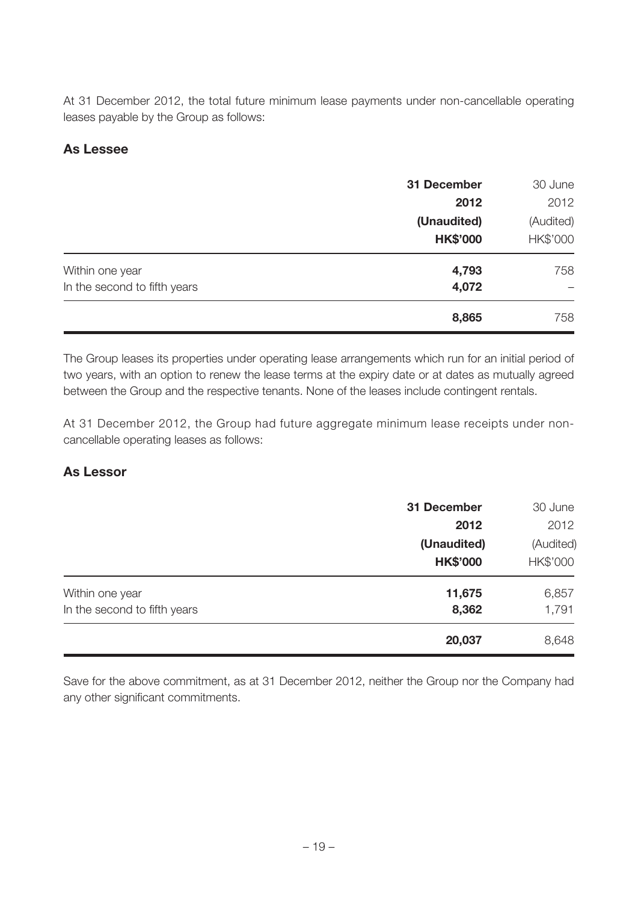At 31 December 2012, the total future minimum lease payments under non-cancellable operating leases payable by the Group as follows:

### As Lessee

| | **31 December 2012 (Unaudited) HK$'000** | 30 June 2012 (Audited) HK$'000 |
|---|---|---|
| Within one year | **4,793** | 758 |
| In the second to fifth years | **4,072** | – |
| | **8,865** | 758 |

The Group leases its properties under operating lease arrangements which run for an initial period of two years, with an option to renew the lease terms at the expiry date or at dates as mutually agreed between the Group and the respective tenants. None of the leases include contingent rentals.

At 31 December 2012, the Group had future aggregate minimum lease receipts under non-cancellable operating leases as follows:

### As Lessor

| | **31 December 2012 (Unaudited) HK$'000** | 30 June 2012 (Audited) HK$'000 |
|---|---|---|
| Within one year | **11,675** | 6,857 |
| In the second to fifth years | **8,362** | 1,791 |
| | **20,037** | 8,648 |

Save for the above commitment, as at 31 December 2012, neither the Group nor the Company had any other significant commitments.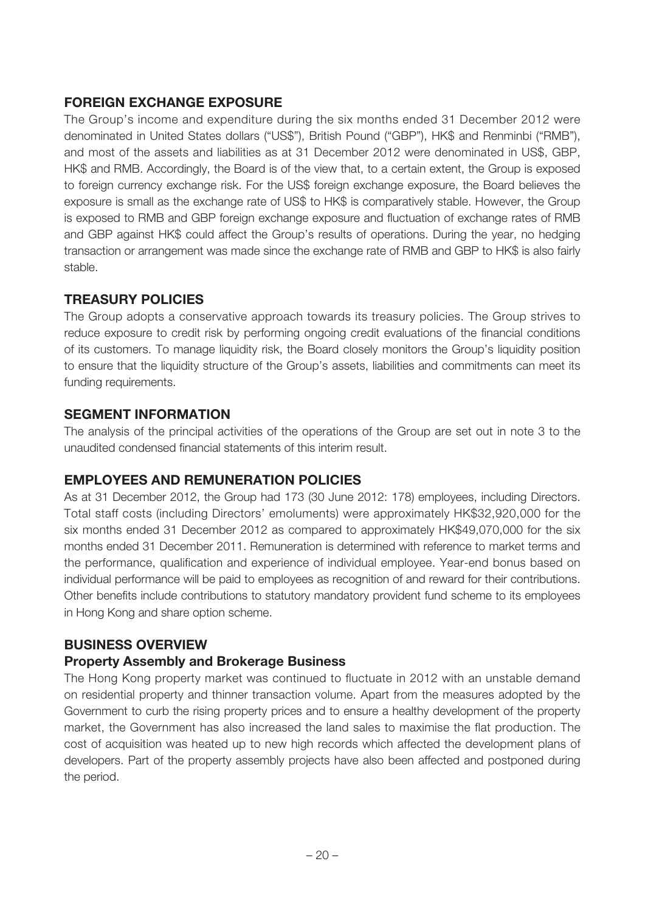## FOREIGN EXCHANGE EXPOSURE

The Group's income and expenditure during the six months ended 31 December 2012 were denominated in United States dollars ("US$"), British Pound ("GBP"), HK$ and Renminbi ("RMB"), and most of the assets and liabilities as at 31 December 2012 were denominated in US$, GBP, HK$ and RMB. Accordingly, the Board is of the view that, to a certain extent, the Group is exposed to foreign currency exchange risk. For the US$ foreign exchange exposure, the Board believes the exposure is small as the exchange rate of US$ to HK$ is comparatively stable. However, the Group is exposed to RMB and GBP foreign exchange exposure and fluctuation of exchange rates of RMB and GBP against HK$ could affect the Group's results of operations. During the year, no hedging transaction or arrangement was made since the exchange rate of RMB and GBP to HK$ is also fairly stable.

## TREASURY POLICIES

The Group adopts a conservative approach towards its treasury policies. The Group strives to reduce exposure to credit risk by performing ongoing credit evaluations of the financial conditions of its customers. To manage liquidity risk, the Board closely monitors the Group's liquidity position to ensure that the liquidity structure of the Group's assets, liabilities and commitments can meet its funding requirements.

## SEGMENT INFORMATION

The analysis of the principal activities of the operations of the Group are set out in note 3 to the unaudited condensed financial statements of this interim result.

## EMPLOYEES AND REMUNERATION POLICIES

As at 31 December 2012, the Group had 173 (30 June 2012: 178) employees, including Directors. Total staff costs (including Directors' emoluments) were approximately HK$32,920,000 for the six months ended 31 December 2012 as compared to approximately HK$49,070,000 for the six months ended 31 December 2011. Remuneration is determined with reference to market terms and the performance, qualification and experience of individual employee. Year-end bonus based on individual performance will be paid to employees as recognition of and reward for their contributions. Other benefits include contributions to statutory mandatory provident fund scheme to its employees in Hong Kong and share option scheme.

## BUSINESS OVERVIEW

### Property Assembly and Brokerage Business

The Hong Kong property market was continued to fluctuate in 2012 with an unstable demand on residential property and thinner transaction volume. Apart from the measures adopted by the Government to curb the rising property prices and to ensure a healthy development of the property market, the Government has also increased the land sales to maximise the flat production. The cost of acquisition was heated up to new high records which affected the development plans of developers. Part of the property assembly projects have also been affected and postponed during the period.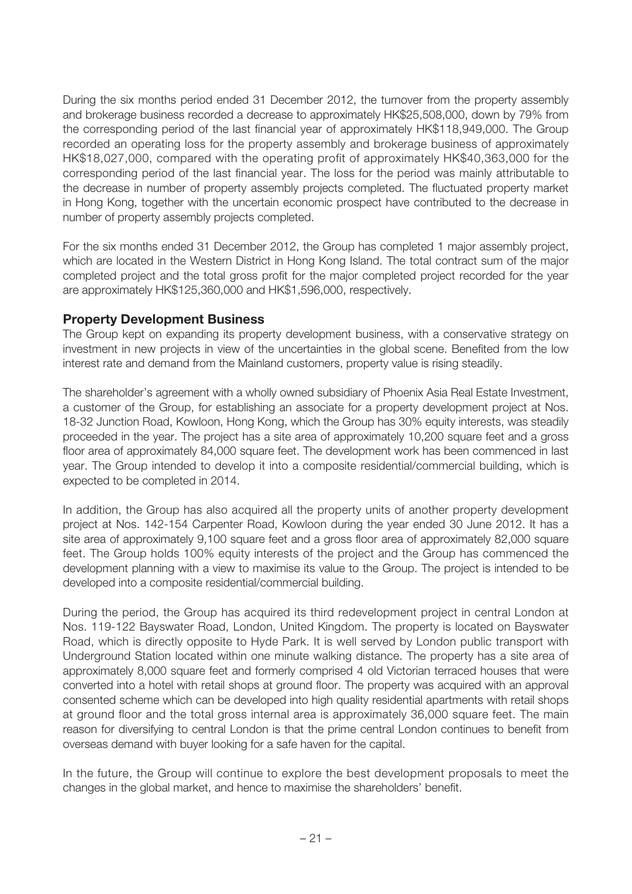During the six months period ended 31 December 2012, the turnover from the property assembly and brokerage business recorded a decrease to approximately HK$25,508,000, down by 79% from the corresponding period of the last financial year of approximately HK$118,949,000. The Group recorded an operating loss for the property assembly and brokerage business of approximately HK$18,027,000, compared with the operating profit of approximately HK$40,363,000 for the corresponding period of the last financial year. The loss for the period was mainly attributable to the decrease in number of property assembly projects completed. The fluctuated property market in Hong Kong, together with the uncertain economic prospect have contributed to the decrease in number of property assembly projects completed.

For the six months ended 31 December 2012, the Group has completed 1 major assembly project, which are located in the Western District in Hong Kong Island. The total contract sum of the major completed project and the total gross profit for the major completed project recorded for the year are approximately HK$125,360,000 and HK$1,596,000, respectively.

### Property Development Business

The Group kept on expanding its property development business, with a conservative strategy on investment in new projects in view of the uncertainties in the global scene. Benefited from the low interest rate and demand from the Mainland customers, property value is rising steadily.

The shareholder's agreement with a wholly owned subsidiary of Phoenix Asia Real Estate Investment, a customer of the Group, for establishing an associate for a property development project at Nos. 18-32 Junction Road, Kowloon, Hong Kong, which the Group has 30% equity interests, was steadily proceeded in the year. The project has a site area of approximately 10,200 square feet and a gross floor area of approximately 84,000 square feet. The development work has been commenced in last year. The Group intended to develop it into a composite residential/commercial building, which is expected to be completed in 2014.

In addition, the Group has also acquired all the property units of another property development project at Nos. 142-154 Carpenter Road, Kowloon during the year ended 30 June 2012. It has a site area of approximately 9,100 square feet and a gross floor area of approximately 82,000 square feet. The Group holds 100% equity interests of the project and the Group has commenced the development planning with a view to maximise its value to the Group. The project is intended to be developed into a composite residential/commercial building.

During the period, the Group has acquired its third redevelopment project in central London at Nos. 119-122 Bayswater Road, London, United Kingdom. The property is located on Bayswater Road, which is directly opposite to Hyde Park. It is well served by London public transport with Underground Station located within one minute walking distance. The property has a site area of approximately 8,000 square feet and formerly comprised 4 old Victorian terraced houses that were converted into a hotel with retail shops at ground floor. The property was acquired with an approval consented scheme which can be developed into high quality residential apartments with retail shops at ground floor and the total gross internal area is approximately 36,000 square feet. The main reason for diversifying to central London is that the prime central London continues to benefit from overseas demand with buyer looking for a safe haven for the capital.

In the future, the Group will continue to explore the best development proposals to meet the changes in the global market, and hence to maximise the shareholders' benefit.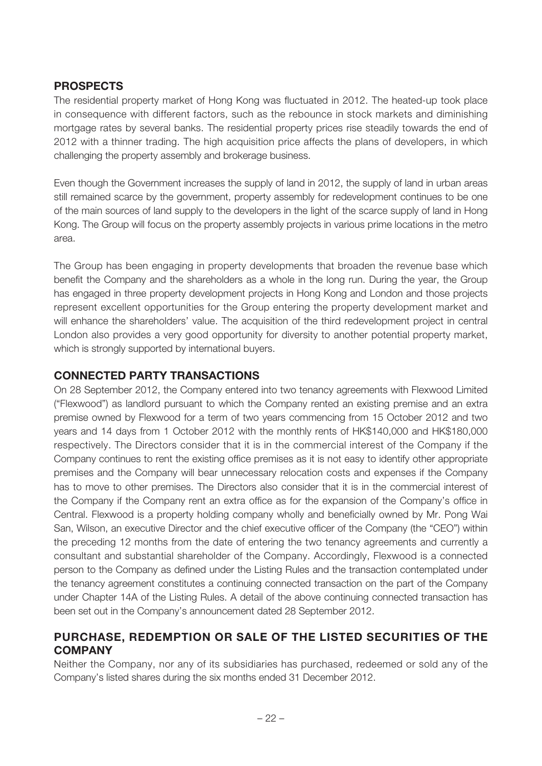## PROSPECTS

The residential property market of Hong Kong was fluctuated in 2012. The heated-up took place in consequence with different factors, such as the rebounce in stock markets and diminishing mortgage rates by several banks. The residential property prices rise steadily towards the end of 2012 with a thinner trading. The high acquisition price affects the plans of developers, in which challenging the property assembly and brokerage business.

Even though the Government increases the supply of land in 2012, the supply of land in urban areas still remained scarce by the government, property assembly for redevelopment continues to be one of the main sources of land supply to the developers in the light of the scarce supply of land in Hong Kong. The Group will focus on the property assembly projects in various prime locations in the metro area.

The Group has been engaging in property developments that broaden the revenue base which benefit the Company and the shareholders as a whole in the long run. During the year, the Group has engaged in three property development projects in Hong Kong and London and those projects represent excellent opportunities for the Group entering the property development market and will enhance the shareholders' value. The acquisition of the third redevelopment project in central London also provides a very good opportunity for diversity to another potential property market, which is strongly supported by international buyers.

## CONNECTED PARTY TRANSACTIONS

On 28 September 2012, the Company entered into two tenancy agreements with Flexwood Limited ("Flexwood") as landlord pursuant to which the Company rented an existing premise and an extra premise owned by Flexwood for a term of two years commencing from 15 October 2012 and two years and 14 days from 1 October 2012 with the monthly rents of HK$140,000 and HK$180,000 respectively. The Directors consider that it is in the commercial interest of the Company if the Company continues to rent the existing office premises as it is not easy to identify other appropriate premises and the Company will bear unnecessary relocation costs and expenses if the Company has to move to other premises. The Directors also consider that it is in the commercial interest of the Company if the Company rent an extra office as for the expansion of the Company's office in Central. Flexwood is a property holding company wholly and beneficially owned by Mr. Pong Wai San, Wilson, an executive Director and the chief executive officer of the Company (the "CEO") within the preceding 12 months from the date of entering the two tenancy agreements and currently a consultant and substantial shareholder of the Company. Accordingly, Flexwood is a connected person to the Company as defined under the Listing Rules and the transaction contemplated under the tenancy agreement constitutes a continuing connected transaction on the part of the Company under Chapter 14A of the Listing Rules. A detail of the above continuing connected transaction has been set out in the Company's announcement dated 28 September 2012.

## PURCHASE, REDEMPTION OR SALE OF THE LISTED SECURITIES OF THE COMPANY

Neither the Company, nor any of its subsidiaries has purchased, redeemed or sold any of the Company's listed shares during the six months ended 31 December 2012.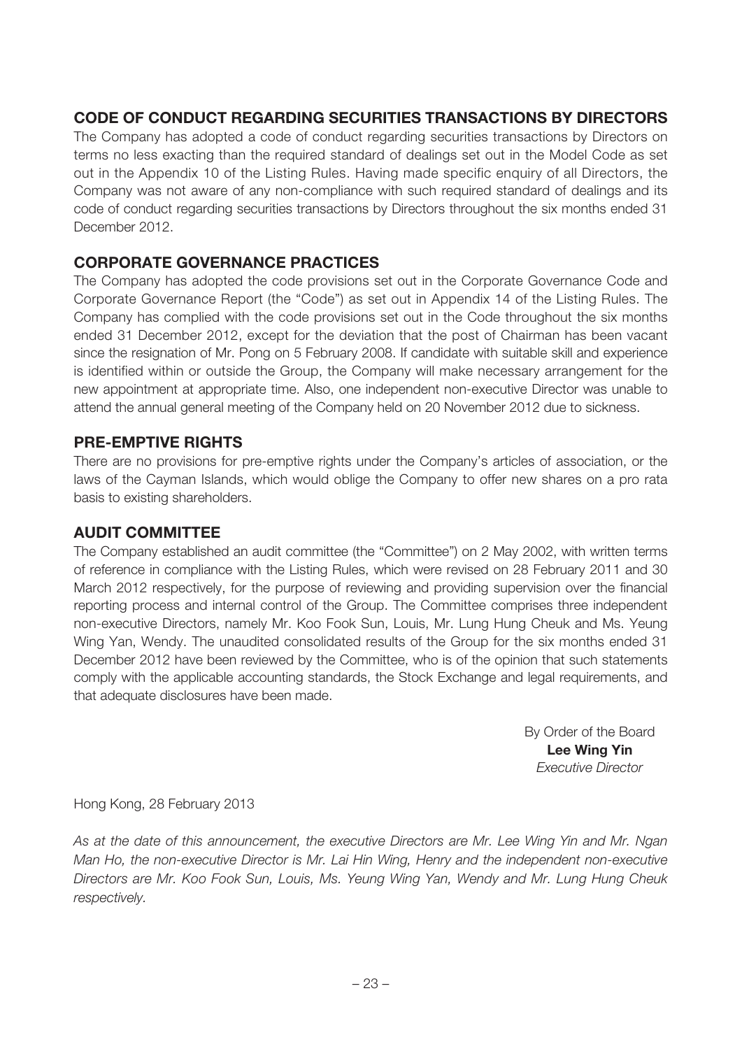## CODE OF CONDUCT REGARDING SECURITIES TRANSACTIONS BY DIRECTORS

The Company has adopted a code of conduct regarding securities transactions by Directors on terms no less exacting than the required standard of dealings set out in the Model Code as set out in the Appendix 10 of the Listing Rules. Having made specific enquiry of all Directors, the Company was not aware of any non-compliance with such required standard of dealings and its code of conduct regarding securities transactions by Directors throughout the six months ended 31 December 2012.

## CORPORATE GOVERNANCE PRACTICES

The Company has adopted the code provisions set out in the Corporate Governance Code and Corporate Governance Report (the "Code") as set out in Appendix 14 of the Listing Rules. The Company has complied with the code provisions set out in the Code throughout the six months ended 31 December 2012, except for the deviation that the post of Chairman has been vacant since the resignation of Mr. Pong on 5 February 2008. If candidate with suitable skill and experience is identified within or outside the Group, the Company will make necessary arrangement for the new appointment at appropriate time. Also, one independent non-executive Director was unable to attend the annual general meeting of the Company held on 20 November 2012 due to sickness.

## PRE-EMPTIVE RIGHTS

There are no provisions for pre-emptive rights under the Company's articles of association, or the laws of the Cayman Islands, which would oblige the Company to offer new shares on a pro rata basis to existing shareholders.

## AUDIT COMMITTEE

The Company established an audit committee (the "Committee") on 2 May 2002, with written terms of reference in compliance with the Listing Rules, which were revised on 28 February 2011 and 30 March 2012 respectively, for the purpose of reviewing and providing supervision over the financial reporting process and internal control of the Group. The Committee comprises three independent non-executive Directors, namely Mr. Koo Fook Sun, Louis, Mr. Lung Hung Cheuk and Ms. Yeung Wing Yan, Wendy. The unaudited consolidated results of the Group for the six months ended 31 December 2012 have been reviewed by the Committee, who is of the opinion that such statements comply with the applicable accounting standards, the Stock Exchange and legal requirements, and that adequate disclosures have been made.

By Order of the Board
**Lee Wing Yin**
*Executive Director*

Hong Kong, 28 February 2013

*As at the date of this announcement, the executive Directors are Mr. Lee Wing Yin and Mr. Ngan Man Ho, the non-executive Director is Mr. Lai Hin Wing, Henry and the independent non-executive Directors are Mr. Koo Fook Sun, Louis, Ms. Yeung Wing Yan, Wendy and Mr. Lung Hung Cheuk respectively.*